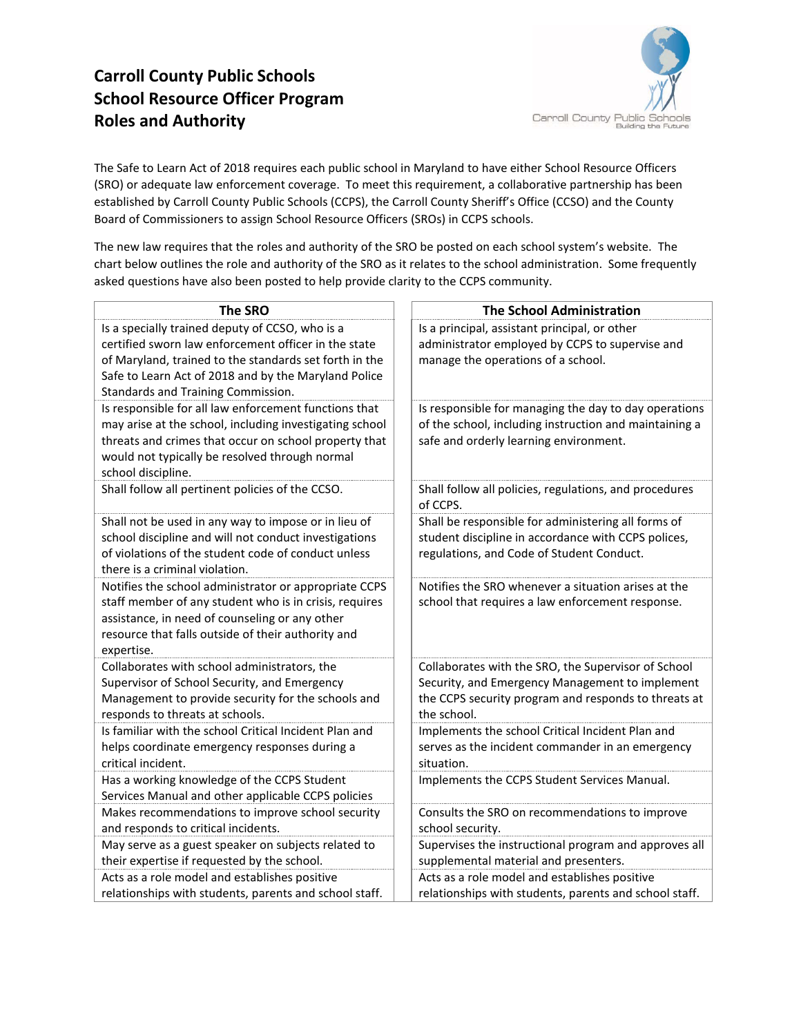# Carroll County Public Schools
# School Resource Officer Program
# Roles and Authority

The Safe to Learn Act of 2018 requires each public school in Maryland to have either School Resource Officers (SRO) or adequate law enforcement coverage. To meet this requirement, a collaborative partnership has been established by Carroll County Public Schools (CCPS), the Carroll County Sheriff's Office (CCSO) and the County Board of Commissioners to assign School Resource Officers (SROs) in CCPS schools.

The new law requires that the roles and authority of the SRO be posted on each school system's website. The chart below outlines the role and authority of the SRO as it relates to the school administration. Some frequently asked questions have also been posted to help provide clarity to the CCPS community.

| The SRO | The School Administration |
|---|---|
| Is a specially trained deputy of CCSO, who is a certified sworn law enforcement officer in the state of Maryland, trained to the standards set forth in the Safe to Learn Act of 2018 and by the Maryland Police Standards and Training Commission. | Is a principal, assistant principal, or other administrator employed by CCPS to supervise and manage the operations of a school. |
| Is responsible for all law enforcement functions that may arise at the school, including investigating school threats and crimes that occur on school property that would not typically be resolved through normal school discipline. | Is responsible for managing the day to day operations of the school, including instruction and maintaining a safe and orderly learning environment. |
| Shall follow all pertinent policies of the CCSO. | Shall follow all policies, regulations, and procedures of CCPS. |
| Shall not be used in any way to impose or in lieu of school discipline and will not conduct investigations of violations of the student code of conduct unless there is a criminal violation. | Shall be responsible for administering all forms of student discipline in accordance with CCPS polices, regulations, and Code of Student Conduct. |
| Notifies the school administrator or appropriate CCPS staff member of any student who is in crisis, requires assistance, in need of counseling or any other resource that falls outside of their authority and expertise. | Notifies the SRO whenever a situation arises at the school that requires a law enforcement response. |
| Collaborates with school administrators, the Supervisor of School Security, and Emergency Management to provide security for the schools and responds to threats at schools. | Collaborates with the SRO, the Supervisor of School Security, and Emergency Management to implement the CCPS security program and responds to threats at the school. |
| Is familiar with the school Critical Incident Plan and helps coordinate emergency responses during a critical incident. | Implements the school Critical Incident Plan and serves as the incident commander in an emergency situation. |
| Has a working knowledge of the CCPS Student Services Manual and other applicable CCPS policies | Implements the CCPS Student Services Manual. |
| Makes recommendations to improve school security and responds to critical incidents. | Consults the SRO on recommendations to improve school security. |
| May serve as a guest speaker on subjects related to their expertise if requested by the school. | Supervises the instructional program and approves all supplemental material and presenters. |
| Acts as a role model and establishes positive relationships with students, parents and school staff. | Acts as a role model and establishes positive relationships with students, parents and school staff. |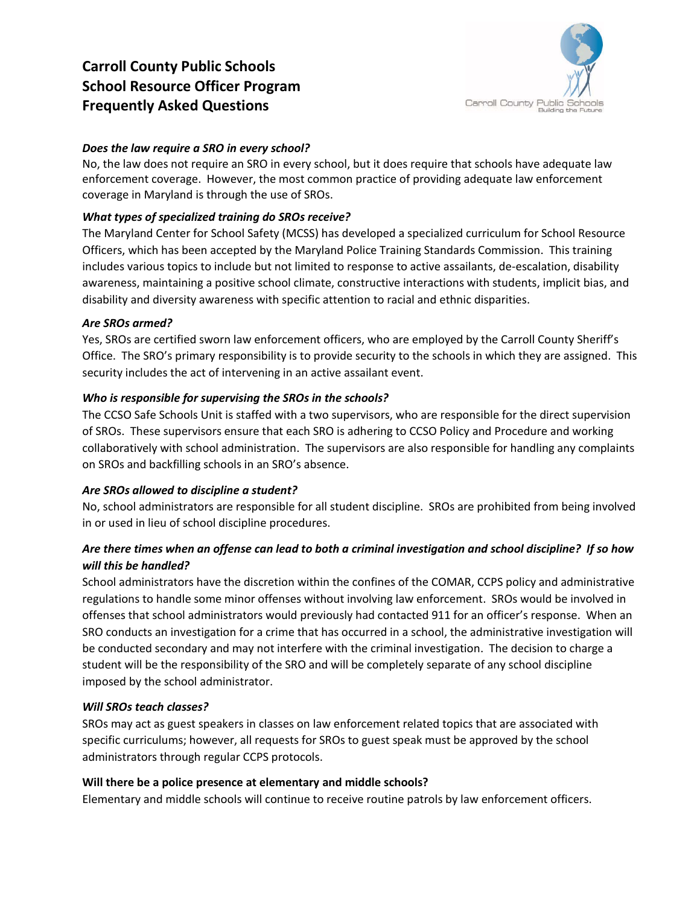# Carroll County Public Schools
# School Resource Officer Program
# Frequently Asked Questions

***Does the law require a SRO in every school?***

No, the law does not require an SRO in every school, but it does require that schools have adequate law enforcement coverage. However, the most common practice of providing adequate law enforcement coverage in Maryland is through the use of SROs.

***What types of specialized training do SROs receive?***

The Maryland Center for School Safety (MCSS) has developed a specialized curriculum for School Resource Officers, which has been accepted by the Maryland Police Training Standards Commission. This training includes various topics to include but not limited to response to active assailants, de-escalation, disability awareness, maintaining a positive school climate, constructive interactions with students, implicit bias, and disability and diversity awareness with specific attention to racial and ethnic disparities.

***Are SROs armed?***

Yes, SROs are certified sworn law enforcement officers, who are employed by the Carroll County Sheriff's Office. The SRO's primary responsibility is to provide security to the schools in which they are assigned. This security includes the act of intervening in an active assailant event.

***Who is responsible for supervising the SROs in the schools?***

The CCSO Safe Schools Unit is staffed with a two supervisors, who are responsible for the direct supervision of SROs. These supervisors ensure that each SRO is adhering to CCSO Policy and Procedure and working collaboratively with school administration. The supervisors are also responsible for handling any complaints on SROs and backfilling schools in an SRO's absence.

***Are SROs allowed to discipline a student?***

No, school administrators are responsible for all student discipline. SROs are prohibited from being involved in or used in lieu of school discipline procedures.

***Are there times when an offense can lead to both a criminal investigation and school discipline? If so how will this be handled?***

School administrators have the discretion within the confines of the COMAR, CCPS policy and administrative regulations to handle some minor offenses without involving law enforcement. SROs would be involved in offenses that school administrators would previously had contacted 911 for an officer's response. When an SRO conducts an investigation for a crime that has occurred in a school, the administrative investigation will be conducted secondary and may not interfere with the criminal investigation. The decision to charge a student will be the responsibility of the SRO and will be completely separate of any school discipline imposed by the school administrator.

***Will SROs teach classes?***

SROs may act as guest speakers in classes on law enforcement related topics that are associated with specific curriculums; however, all requests for SROs to guest speak must be approved by the school administrators through regular CCPS protocols.

**Will there be a police presence at elementary and middle schools?**

Elementary and middle schools will continue to receive routine patrols by law enforcement officers.